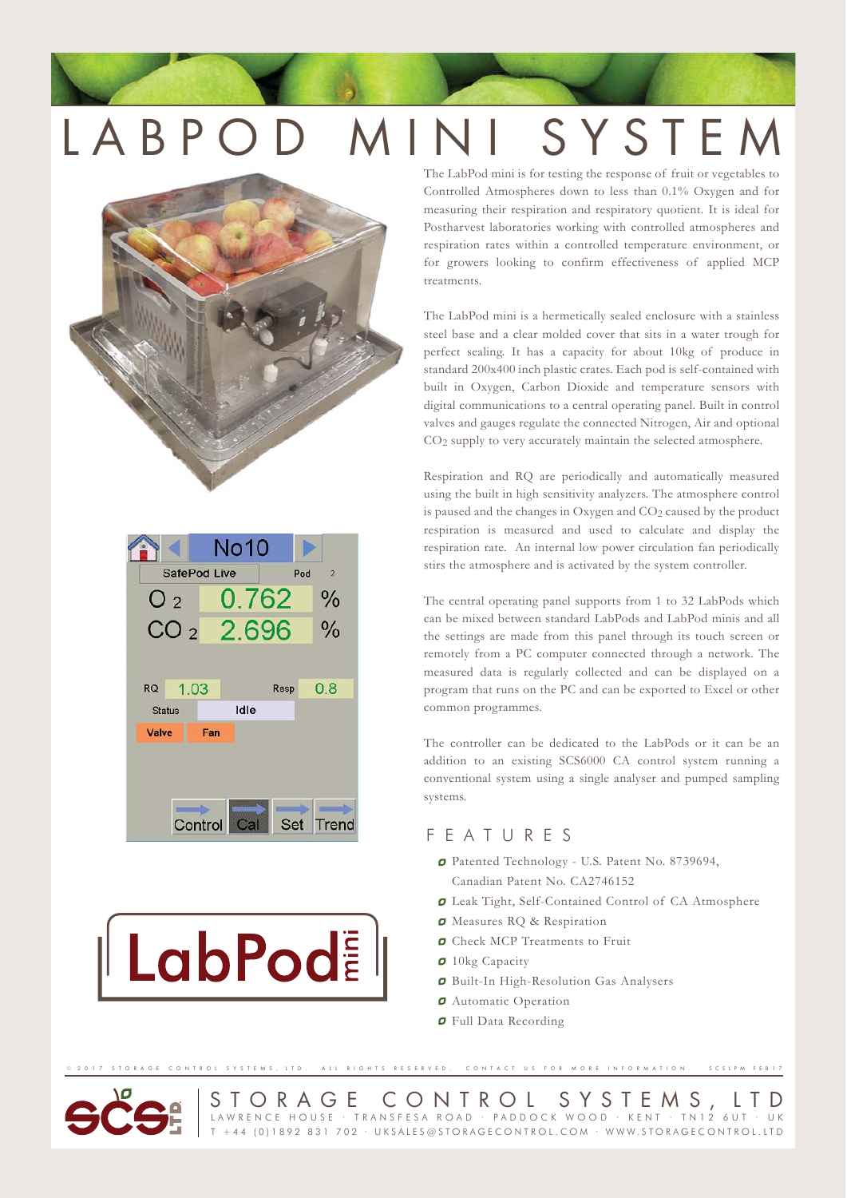# LABPOD MINI SYSTEM

The LabPod mini is for testing the response of fruit or vegetables to Controlled Atmospheres down to less than 0.1% Oxygen and for measuring their respiration and respiratory quotient. It is ideal for Postharvest laboratories working with controlled atmospheres and respiration rates within a controlled temperature environment, or for growers looking to confirm effectiveness of applied MCP treatments.

The LabPod mini is a hermetically sealed enclosure with a stainless steel base and a clear molded cover that sits in a water trough for perfect sealing. It has a capacity for about 10kg of produce in standard 200x400 inch plastic crates. Each pod is self-contained with built in Oxygen, Carbon Dioxide and temperature sensors with digital communications to a central operating panel. Built in control valves and gauges regulate the connected Nitrogen, Air and optional $CO_2$ supply to very accurately maintain the selected atmosphere.

Respiration and RQ are periodically and automatically measured using the built in high sensitivity analyzers. The atmosphere control is paused and the changes in Oxygen and $CO_2$ caused by the product respiration is measured and used to calculate and display the respiration rate. An internal low power circulation fan periodically stirs the atmosphere and is activated by the system controller.

The central operating panel supports from 1 to 32 LabPods which can be mixed between standard LabPods and LabPod minis and all the settings are made from this panel through its touch screen or remotely from a PC computer connected through a network. The measured data is regularly collected and can be displayed on a program that runs on the PC and can be exported to Excel or other common programmes.

The controller can be dedicated to the LabPods or it can be an addition to an existing SCS6000 CA control system running a conventional system using a single analyser and pumped sampling systems.

## FEATURES

- Patented Technology - U.S. Patent No. 8739694, Canadian Patent No. CA2746152
- Leak Tight, Self-Contained Control of CA Atmosphere
- Measures RQ & Respiration
- Check MCP Treatments to Fruit
- 10kg Capacity
- Built-In High-Resolution Gas Analysers
- Automatic Operation
- Full Data Recording

© 2017 STORAGE CONTROL SYSTEMS, LTD. ALL RIGHTS RESERVED. CONTACT US FOR MORE INFORMATION. SCSLPM FEB17

**STORAGE CONTROL SYSTEMS, LTD**
LAWRENCE HOUSE · TRANSFESA ROAD · PADDOCK WOOD · KENT · TN12 6UT · UK
T +44 (0)1892 831 702 · UKSALES@STORAGECONTROL.COM · WWW.STORAGECONTROL.LTD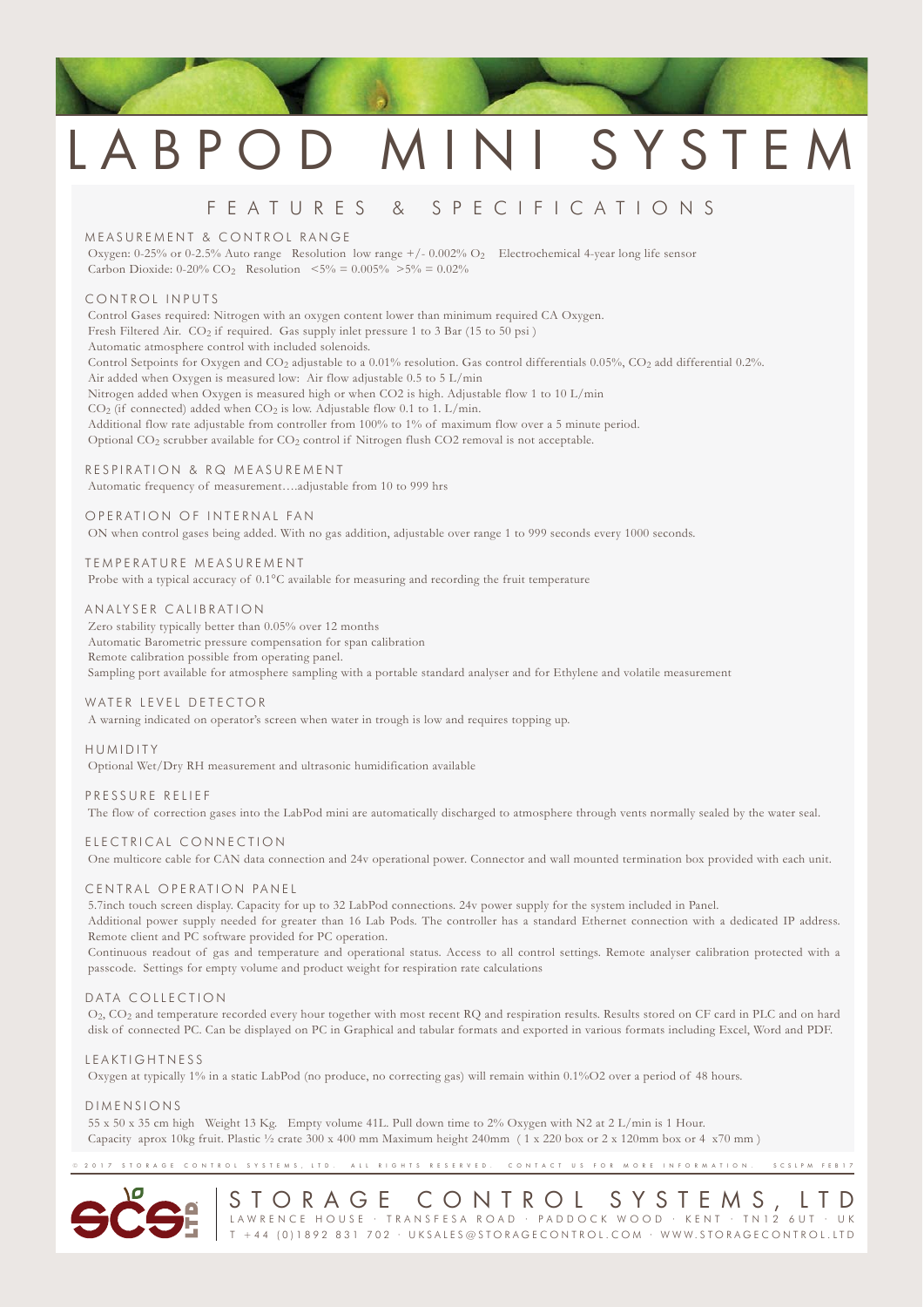# LABPOD MINI SYSTEM

## FEATURES & SPECIFICATIONS

### MEASUREMENT & CONTROL RANGE

Oxygen: 0-25% or 0-2.5% Auto range Resolution low range +/- 0.002% $O_2$ Electrochemical 4-year long life sensor
Carbon Dioxide: 0-20% $CO_2$ Resolution <5% = 0.005% >5% = 0.02%

### CONTROL INPUTS

Control Gases required: Nitrogen with an oxygen content lower than minimum required CA Oxygen.
Fresh Filtered Air. $CO_2$ if required. Gas supply inlet pressure 1 to 3 Bar (15 to 50 psi )
Automatic atmosphere control with included solenoids.
Control Setpoints for Oxygen and $CO_2$ adjustable to a 0.01% resolution. Gas control differentials 0.05%, $CO_2$ add differential 0.2%.
Air added when Oxygen is measured low: Air flow adjustable 0.5 to 5 L/min
Nitrogen added when Oxygen is measured high or when CO2 is high. Adjustable flow 1 to 10 L/min
$CO_2$ (if connected) added when $CO_2$ is low. Adjustable flow 0.1 to 1. L/min.
Additional flow rate adjustable from controller from 100% to 1% of maximum flow over a 5 minute period.
Optional $CO_2$ scrubber available for $CO_2$ control if Nitrogen flush CO2 removal is not acceptable.

### RESPIRATION & RQ MEASUREMENT

Automatic frequency of measurement….adjustable from 10 to 999 hrs

### OPERATION OF INTERNAL FAN

ON when control gases being added. With no gas addition, adjustable over range 1 to 999 seconds every 1000 seconds.

### TEMPERATURE MEASUREMENT

Probe with a typical accuracy of 0.1°C available for measuring and recording the fruit temperature

### ANALYSER CALIBRATION

Zero stability typically better than 0.05% over 12 months
Automatic Barometric pressure compensation for span calibration
Remote calibration possible from operating panel.
Sampling port available for atmosphere sampling with a portable standard analyser and for Ethylene and volatile measurement

### WATER LEVEL DETECTOR

A warning indicated on operator's screen when water in trough is low and requires topping up.

### HUMIDITY

Optional Wet/Dry RH measurement and ultrasonic humidification available

### PRESSURE RELIEF

The flow of correction gases into the LabPod mini are automatically discharged to atmosphere through vents normally sealed by the water seal.

### ELECTRICAL CONNECTION

One multicore cable for CAN data connection and 24v operational power. Connector and wall mounted termination box provided with each unit.

### CENTRAL OPERATION PANEL

5.7inch touch screen display. Capacity for up to 32 LabPod connections. 24v power supply for the system included in Panel.
Additional power supply needed for greater than 16 Lab Pods. The controller has a standard Ethernet connection with a dedicated IP address. Remote client and PC software provided for PC operation.
Continuous readout of gas and temperature and operational status. Access to all control settings. Remote analyser calibration protected with a passcode. Settings for empty volume and product weight for respiration rate calculations

### DATA COLLECTION

$O_2$, $CO_2$ and temperature recorded every hour together with most recent RQ and respiration results. Results stored on CF card in PLC and on hard disk of connected PC. Can be displayed on PC in Graphical and tabular formats and exported in various formats including Excel, Word and PDF.

### LEAKTIGHTNESS

Oxygen at typically 1% in a static LabPod (no produce, no correcting gas) will remain within 0.1%O2 over a period of 48 hours.

### DIMENSIONS

55 x 50 x 35 cm high Weight 13 Kg. Empty volume 41L. Pull down time to 2% Oxygen with N2 at 2 L/min is 1 Hour.
Capacity aprox 10kg fruit. Plastic ½ crate 300 x 400 mm Maximum height 240mm ( 1 x 220 box or 2 x 120mm box or 4 x70 mm )

© 2017 STORAGE CONTROL SYSTEMS, LTD. ALL RIGHTS RESERVED. CONTACT US FOR MORE INFORMATION. SCSLPM FEB17

STORAGE CONTROL SYSTEMS, LTD
LAWRENCE HOUSE · TRANSFESA ROAD · PADDOCK WOOD · KENT · TN12 6UT · UK
T +44 (0)1892 831 702 · UKSALES@STORAGECONTROL.COM · WWW.STORAGECONTROL.LTD